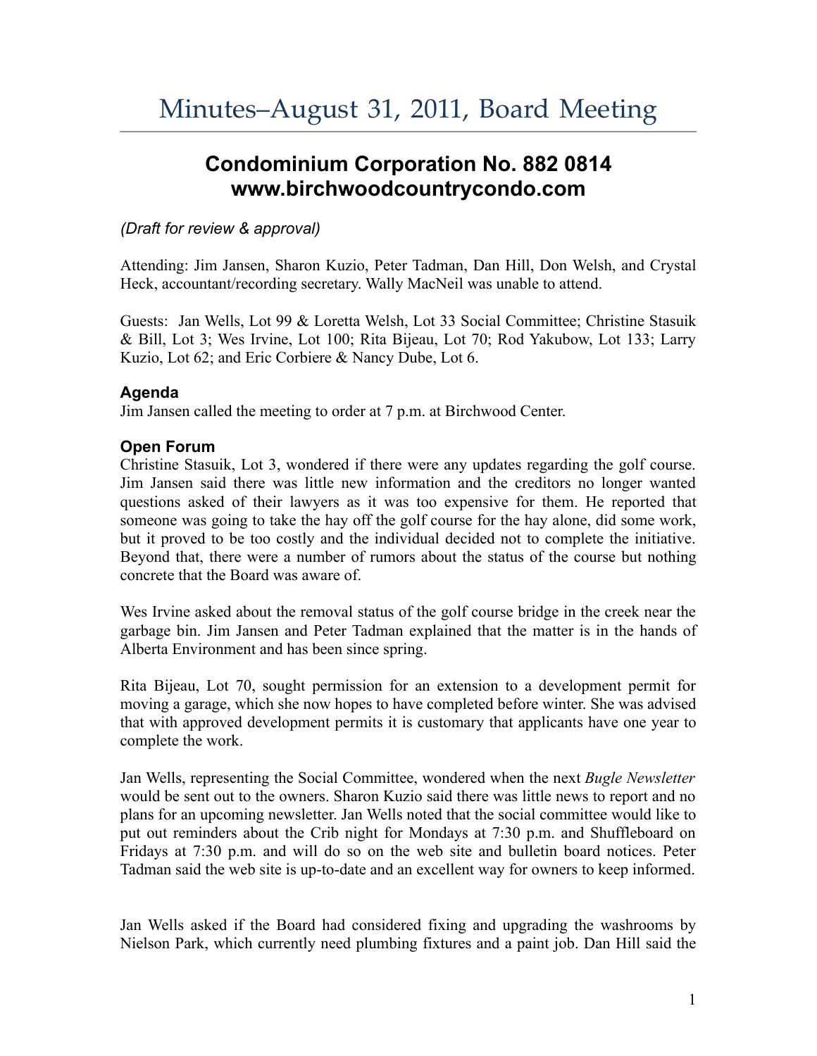# Minutes–August 31, 2011, Board Meeting

## Condominium Corporation No. 882 0814
## www.birchwoodcountrycondo.com

*(Draft for review & approval)*

Attending: Jim Jansen, Sharon Kuzio, Peter Tadman, Dan Hill, Don Welsh, and Crystal Heck, accountant/recording secretary. Wally MacNeil was unable to attend.

Guests: Jan Wells, Lot 99 & Loretta Welsh, Lot 33 Social Committee; Christine Stasuik & Bill, Lot 3; Wes Irvine, Lot 100; Rita Bijeau, Lot 70; Rod Yakubow, Lot 133; Larry Kuzio, Lot 62; and Eric Corbiere & Nancy Dube, Lot 6.

### Agenda

Jim Jansen called the meeting to order at 7 p.m. at Birchwood Center.

### Open Forum

Christine Stasuik, Lot 3, wondered if there were any updates regarding the golf course. Jim Jansen said there was little new information and the creditors no longer wanted questions asked of their lawyers as it was too expensive for them. He reported that someone was going to take the hay off the golf course for the hay alone, did some work, but it proved to be too costly and the individual decided not to complete the initiative. Beyond that, there were a number of rumors about the status of the course but nothing concrete that the Board was aware of.

Wes Irvine asked about the removal status of the golf course bridge in the creek near the garbage bin. Jim Jansen and Peter Tadman explained that the matter is in the hands of Alberta Environment and has been since spring.

Rita Bijeau, Lot 70, sought permission for an extension to a development permit for moving a garage, which she now hopes to have completed before winter. She was advised that with approved development permits it is customary that applicants have one year to complete the work.

Jan Wells, representing the Social Committee, wondered when the next *Bugle Newsletter* would be sent out to the owners. Sharon Kuzio said there was little news to report and no plans for an upcoming newsletter. Jan Wells noted that the social committee would like to put out reminders about the Crib night for Mondays at 7:30 p.m. and Shuffleboard on Fridays at 7:30 p.m. and will do so on the web site and bulletin board notices. Peter Tadman said the web site is up-to-date and an excellent way for owners to keep informed.

Jan Wells asked if the Board had considered fixing and upgrading the washrooms by Nielson Park, which currently need plumbing fixtures and a paint job. Dan Hill said the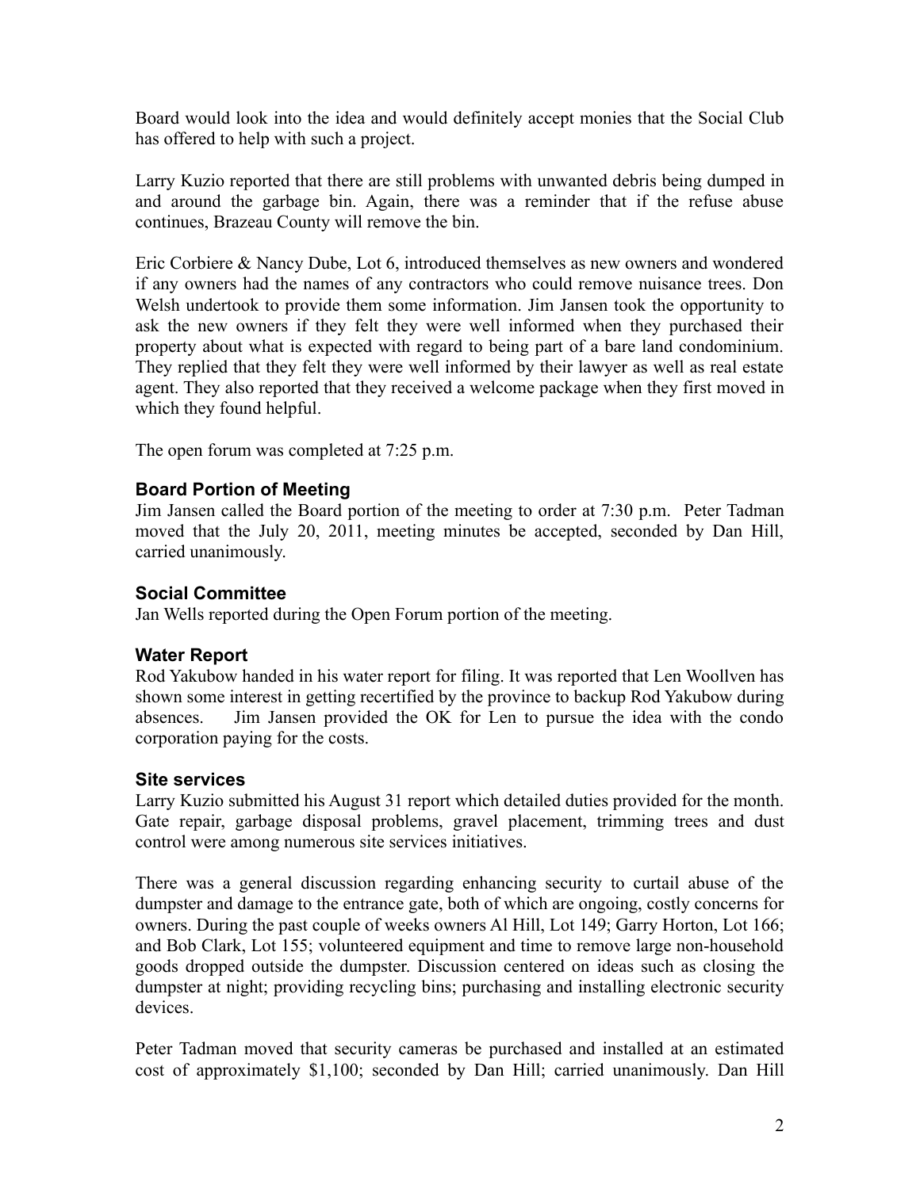Board would look into the idea and would definitely accept monies that the Social Club has offered to help with such a project.

Larry Kuzio reported that there are still problems with unwanted debris being dumped in and around the garbage bin. Again, there was a reminder that if the refuse abuse continues, Brazeau County will remove the bin.

Eric Corbiere & Nancy Dube, Lot 6, introduced themselves as new owners and wondered if any owners had the names of any contractors who could remove nuisance trees. Don Welsh undertook to provide them some information. Jim Jansen took the opportunity to ask the new owners if they felt they were well informed when they purchased their property about what is expected with regard to being part of a bare land condominium. They replied that they felt they were well informed by their lawyer as well as real estate agent. They also reported that they received a welcome package when they first moved in which they found helpful.

The open forum was completed at 7:25 p.m.

### Board Portion of Meeting

Jim Jansen called the Board portion of the meeting to order at 7:30 p.m. Peter Tadman moved that the July 20, 2011, meeting minutes be accepted, seconded by Dan Hill, carried unanimously.

### Social Committee

Jan Wells reported during the Open Forum portion of the meeting.

### Water Report

Rod Yakubow handed in his water report for filing. It was reported that Len Woollven has shown some interest in getting recertified by the province to backup Rod Yakubow during absences. Jim Jansen provided the OK for Len to pursue the idea with the condo corporation paying for the costs.

### Site services

Larry Kuzio submitted his August 31 report which detailed duties provided for the month. Gate repair, garbage disposal problems, gravel placement, trimming trees and dust control were among numerous site services initiatives.

There was a general discussion regarding enhancing security to curtail abuse of the dumpster and damage to the entrance gate, both of which are ongoing, costly concerns for owners. During the past couple of weeks owners Al Hill, Lot 149; Garry Horton, Lot 166; and Bob Clark, Lot 155; volunteered equipment and time to remove large non-household goods dropped outside the dumpster. Discussion centered on ideas such as closing the dumpster at night; providing recycling bins; purchasing and installing electronic security devices.

Peter Tadman moved that security cameras be purchased and installed at an estimated cost of approximately $1,100; seconded by Dan Hill; carried unanimously. Dan Hill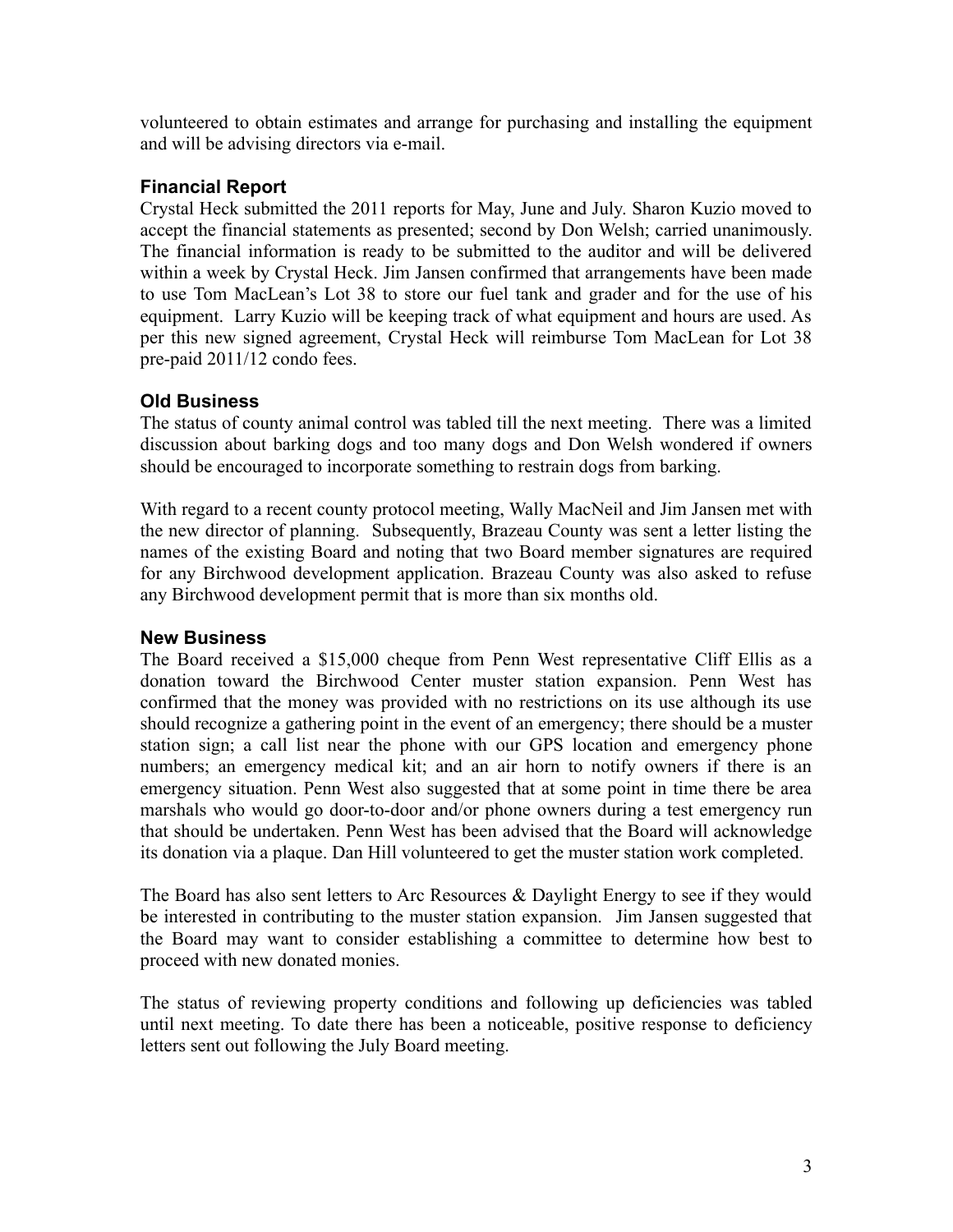volunteered to obtain estimates and arrange for purchasing and installing the equipment and will be advising directors via e-mail.

### Financial Report

Crystal Heck submitted the 2011 reports for May, June and July. Sharon Kuzio moved to accept the financial statements as presented; second by Don Welsh; carried unanimously. The financial information is ready to be submitted to the auditor and will be delivered within a week by Crystal Heck. Jim Jansen confirmed that arrangements have been made to use Tom MacLean's Lot 38 to store our fuel tank and grader and for the use of his equipment. Larry Kuzio will be keeping track of what equipment and hours are used. As per this new signed agreement, Crystal Heck will reimburse Tom MacLean for Lot 38 pre-paid 2011/12 condo fees.

### Old Business

The status of county animal control was tabled till the next meeting. There was a limited discussion about barking dogs and too many dogs and Don Welsh wondered if owners should be encouraged to incorporate something to restrain dogs from barking.

With regard to a recent county protocol meeting, Wally MacNeil and Jim Jansen met with the new director of planning. Subsequently, Brazeau County was sent a letter listing the names of the existing Board and noting that two Board member signatures are required for any Birchwood development application. Brazeau County was also asked to refuse any Birchwood development permit that is more than six months old.

### New Business

The Board received a $15,000 cheque from Penn West representative Cliff Ellis as a donation toward the Birchwood Center muster station expansion. Penn West has confirmed that the money was provided with no restrictions on its use although its use should recognize a gathering point in the event of an emergency; there should be a muster station sign; a call list near the phone with our GPS location and emergency phone numbers; an emergency medical kit; and an air horn to notify owners if there is an emergency situation. Penn West also suggested that at some point in time there be area marshals who would go door-to-door and/or phone owners during a test emergency run that should be undertaken. Penn West has been advised that the Board will acknowledge its donation via a plaque. Dan Hill volunteered to get the muster station work completed.

The Board has also sent letters to Arc Resources & Daylight Energy to see if they would be interested in contributing to the muster station expansion. Jim Jansen suggested that the Board may want to consider establishing a committee to determine how best to proceed with new donated monies.

The status of reviewing property conditions and following up deficiencies was tabled until next meeting. To date there has been a noticeable, positive response to deficiency letters sent out following the July Board meeting.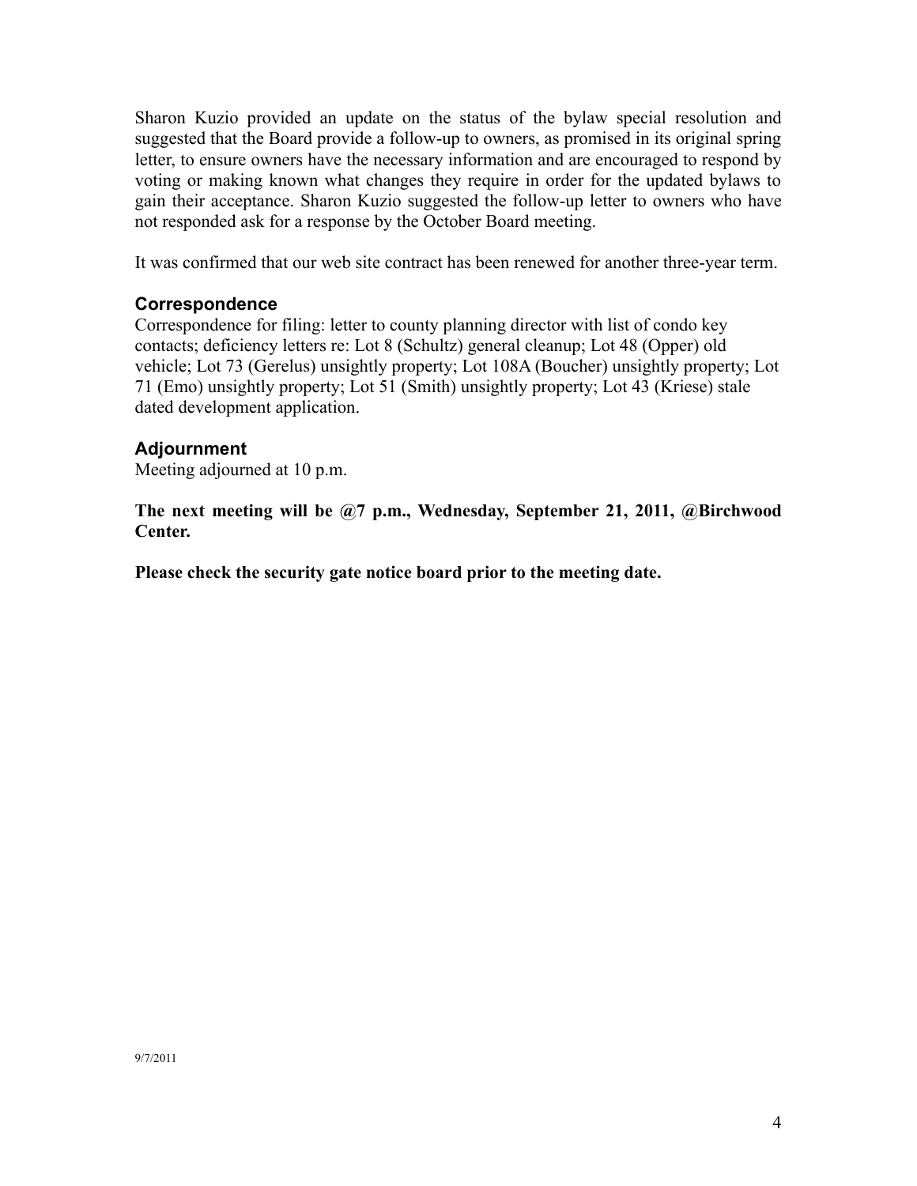Sharon Kuzio provided an update on the status of the bylaw special resolution and suggested that the Board provide a follow-up to owners, as promised in its original spring letter, to ensure owners have the necessary information and are encouraged to respond by voting or making known what changes they require in order for the updated bylaws to gain their acceptance. Sharon Kuzio suggested the follow-up letter to owners who have not responded ask for a response by the October Board meeting.

It was confirmed that our web site contract has been renewed for another three-year term.

### Correspondence

Correspondence for filing: letter to county planning director with list of condo key contacts; deficiency letters re: Lot 8 (Schultz) general cleanup; Lot 48 (Opper) old vehicle; Lot 73 (Gerelus) unsightly property; Lot 108A (Boucher) unsightly property; Lot 71 (Emo) unsightly property; Lot 51 (Smith) unsightly property; Lot 43 (Kriese) stale dated development application.

### Adjournment

Meeting adjourned at 10 p.m.

**The next meeting will be @7 p.m., Wednesday, September 21, 2011, @Birchwood Center.**

**Please check the security gate notice board prior to the meeting date.**

9/7/2011